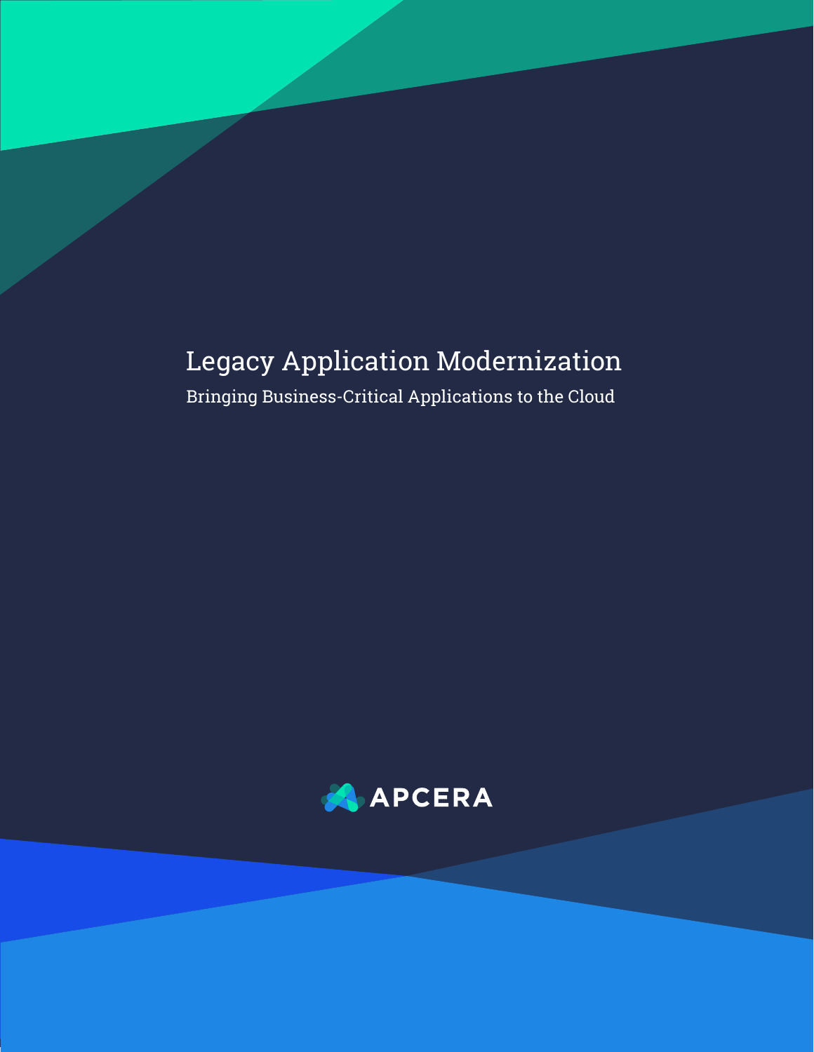# Legacy Application Modernization

Bringing Business-Critical Applications to the Cloud

APCERA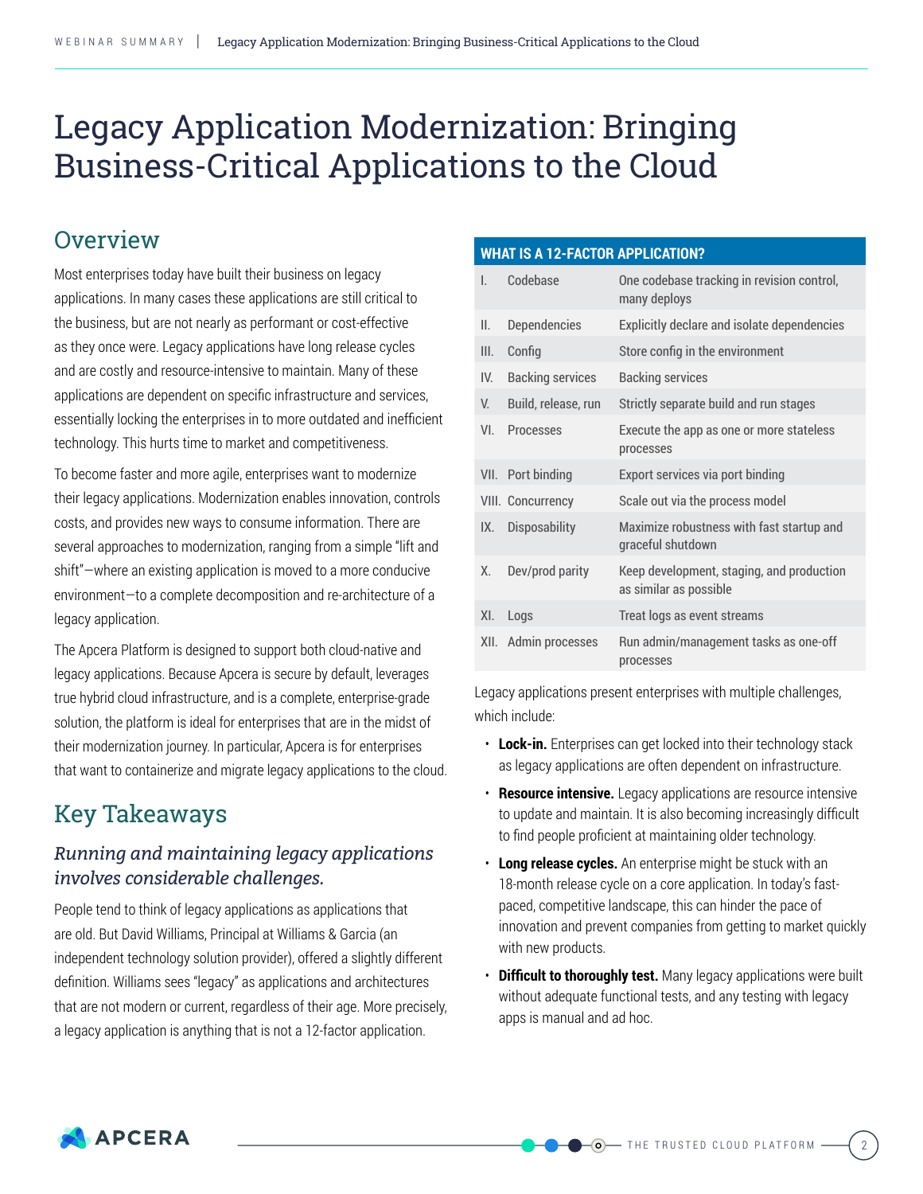# Legacy Application Modernization: Bringing Business-Critical Applications to the Cloud

## Overview

Most enterprises today have built their business on legacy applications. In many cases these applications are still critical to the business, but are not nearly as performant or cost-effective as they once were. Legacy applications have long release cycles and are costly and resource-intensive to maintain. Many of these applications are dependent on specific infrastructure and services, essentially locking the enterprises in to more outdated and inefficient technology. This hurts time to market and competitiveness.

To become faster and more agile, enterprises want to modernize their legacy applications. Modernization enables innovation, controls costs, and provides new ways to consume information. There are several approaches to modernization, ranging from a simple "lift and shift"—where an existing application is moved to a more conducive environment—to a complete decomposition and re-architecture of a legacy application.

The Apcera Platform is designed to support both cloud-native and legacy applications. Because Apcera is secure by default, leverages true hybrid cloud infrastructure, and is a complete, enterprise-grade solution, the platform is ideal for enterprises that are in the midst of their modernization journey. In particular, Apcera is for enterprises that want to containerize and migrate legacy applications to the cloud.

## Key Takeaways

### *Running and maintaining legacy applications involves considerable challenges.*

People tend to think of legacy applications as applications that are old. But David Williams, Principal at Williams & Garcia (an independent technology solution provider), offered a slightly different definition. Williams sees "legacy" as applications and architectures that are not modern or current, regardless of their age. More precisely, a legacy application is anything that is not a 12-factor application.

**WHAT IS A 12-FACTOR APPLICATION?**

| | | |
|---|---|---|
| I. | Codebase | One codebase tracking in revision control, many deploys |
| II. | Dependencies | Explicitly declare and isolate dependencies |
| III. | Config | Store config in the environment |
| IV. | Backing services | Backing services |
| V. | Build, release, run | Strictly separate build and run stages |
| VI. | Processes | Execute the app as one or more stateless processes |
| VII. | Port binding | Export services via port binding |
| VIII. | Concurrency | Scale out via the process model |
| IX. | Disposability | Maximize robustness with fast startup and graceful shutdown |
| X. | Dev/prod parity | Keep development, staging, and production as similar as possible |
| XI. | Logs | Treat logs as event streams |
| XII. | Admin processes | Run admin/management tasks as one-off processes |

Legacy applications present enterprises with multiple challenges, which include:

- **Lock-in.** Enterprises can get locked into their technology stack as legacy applications are often dependent on infrastructure.
- **Resource intensive.** Legacy applications are resource intensive to update and maintain. It is also becoming increasingly difficult to find people proficient at maintaining older technology.
- **Long release cycles.** An enterprise might be stuck with an 18-month release cycle on a core application. In today's fast-paced, competitive landscape, this can hinder the pace of innovation and prevent companies from getting to market quickly with new products.
- **Difficult to thoroughly test.** Many legacy applications were built without adequate functional tests, and any testing with legacy apps is manual and ad hoc.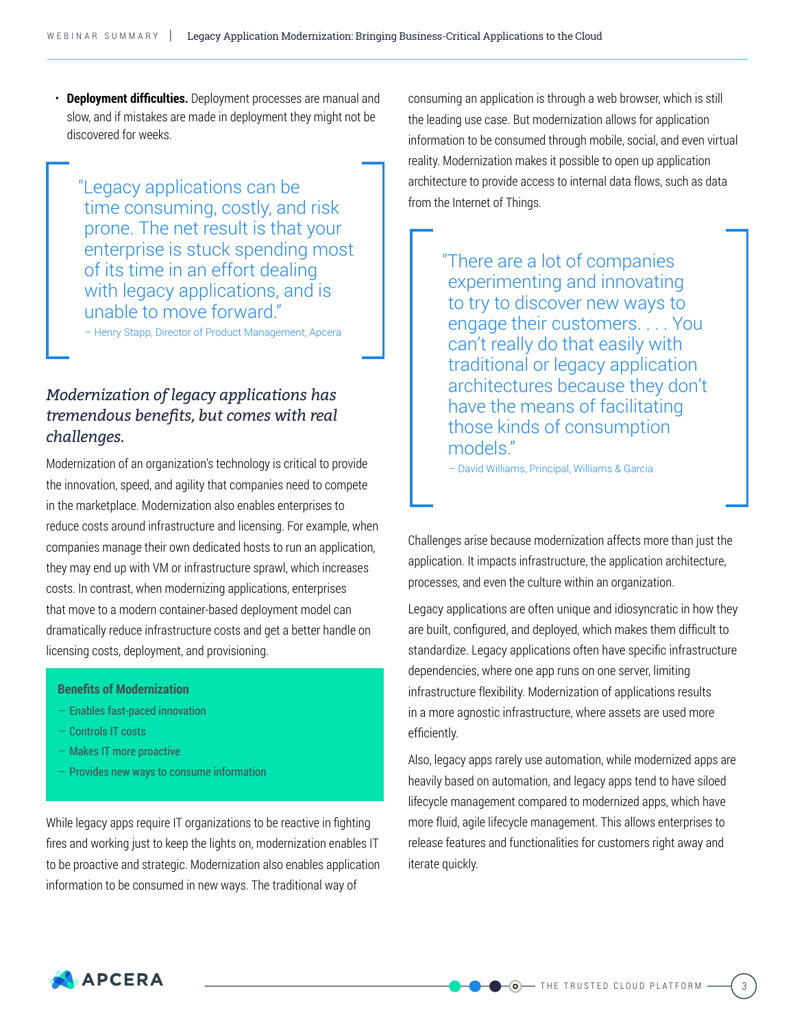- **Deployment difficulties.** Deployment processes are manual and slow, and if mistakes are made in deployment they might not be discovered for weeks.

> "Legacy applications can be time consuming, costly, and risk prone. The net result is that your enterprise is stuck spending most of its time in an effort dealing with legacy applications, and is unable to move forward."
>
> – Henry Stapp, Director of Product Management, Apcera

### *Modernization of legacy applications has tremendous benefits, but comes with real challenges.*

Modernization of an organization's technology is critical to provide the innovation, speed, and agility that companies need to compete in the marketplace. Modernization also enables enterprises to reduce costs around infrastructure and licensing. For example, when companies manage their own dedicated hosts to run an application, they may end up with VM or infrastructure sprawl, which increases costs. In contrast, when modernizing applications, enterprises that move to a modern container-based deployment model can dramatically reduce infrastructure costs and get a better handle on licensing costs, deployment, and provisioning.

**Benefits of Modernization**

- Enables fast-paced innovation
- Controls IT costs
- Makes IT more proactive
- Provides new ways to consume information

While legacy apps require IT organizations to be reactive in fighting fires and working just to keep the lights on, modernization enables IT to be proactive and strategic. Modernization also enables application information to be consumed in new ways. The traditional way of consuming an application is through a web browser, which is still the leading use case. But modernization allows for application information to be consumed through mobile, social, and even virtual reality. Modernization makes it possible to open up application architecture to provide access to internal data flows, such as data from the Internet of Things.

> "There are a lot of companies experimenting and innovating to try to discover new ways to engage their customers. . . . You can't really do that easily with traditional or legacy application architectures because they don't have the means of facilitating those kinds of consumption models."
>
> – David Williams, Principal, Williams & Garcia

Challenges arise because modernization affects more than just the application. It impacts infrastructure, the application architecture, processes, and even the culture within an organization.

Legacy applications are often unique and idiosyncratic in how they are built, configured, and deployed, which makes them difficult to standardize. Legacy applications often have specific infrastructure dependencies, where one app runs on one server, limiting infrastructure flexibility. Modernization of applications results in a more agnostic infrastructure, where assets are used more efficiently.

Also, legacy apps rarely use automation, while modernized apps are heavily based on automation, and legacy apps tend to have siloed lifecycle management compared to modernized apps, which have more fluid, agile lifecycle management. This allows enterprises to release features and functionalities for customers right away and iterate quickly.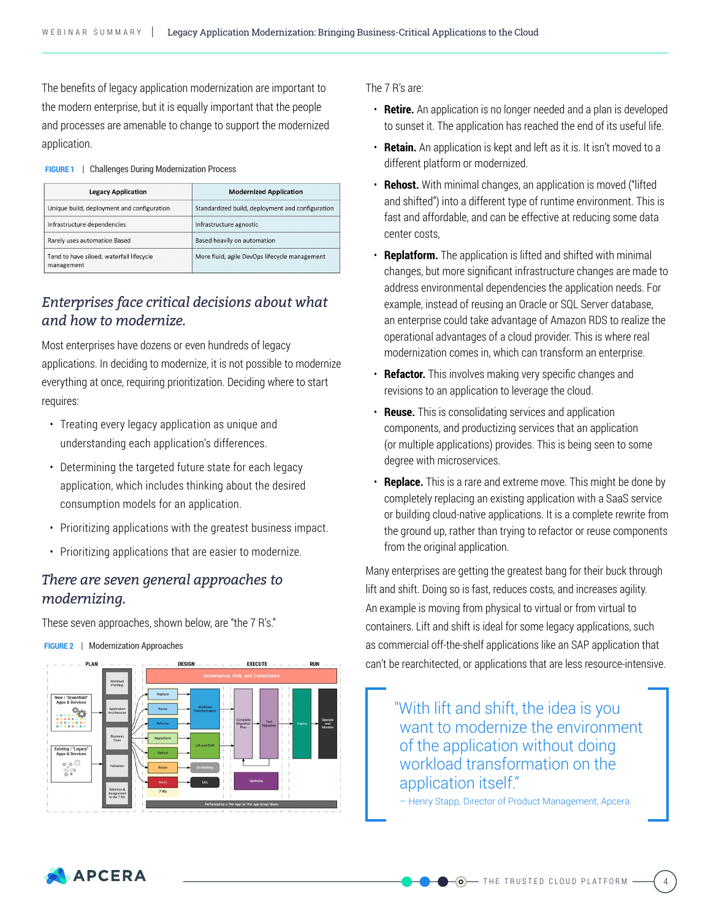The benefits of legacy application modernization are important to the modern enterprise, but it is equally important that the people and processes are amenable to change to support the modernized application.

**FIGURE 1** | Challenges During Modernization Process

| Legacy Application | Modernized Application |
| --- | --- |
| Unique build, deployment and configuration | Standardized build, deployment and configuration |
| Infrastructure dependencies | Infrastructure agnostic |
| Rarely uses automation Based | Based heavily on automation |
| Tend to have siloed, waterfall lifecycle management | More fluid, agile DevOps lifecycle management |

## *Enterprises face critical decisions about what and how to modernize.*

Most enterprises have dozens or even hundreds of legacy applications. In deciding to modernize, it is not possible to modernize everything at once, requiring prioritization. Deciding where to start requires:

- Treating every legacy application as unique and understanding each application's differences.
- Determining the targeted future state for each legacy application, which includes thinking about the desired consumption models for an application.
- Prioritizing applications with the greatest business impact.
- Prioritizing applications that are easier to modernize.

## *There are seven general approaches to modernizing.*

These seven approaches, shown below, are "the 7 R's."

**FIGURE 2** | Modernization Approaches

The 7 R's are:

- **Retire.** An application is no longer needed and a plan is developed to sunset it. The application has reached the end of its useful life.
- **Retain.** An application is kept and left as it is. It isn't moved to a different platform or modernized.
- **Rehost.** With minimal changes, an application is moved ("lifted and shifted") into a different type of runtime environment. This is fast and affordable, and can be effective at reducing some data center costs,
- **Replatform.** The application is lifted and shifted with minimal changes, but more significant infrastructure changes are made to address environmental dependencies the application needs. For example, instead of reusing an Oracle or SQL Server database, an enterprise could take advantage of Amazon RDS to realize the operational advantages of a cloud provider. This is where real modernization comes in, which can transform an enterprise.
- **Refactor.** This involves making very specific changes and revisions to an application to leverage the cloud.
- **Reuse.** This is consolidating services and application components, and productizing services that an application (or multiple applications) provides. This is being seen to some degree with microservices.
- **Replace.** This is a rare and extreme move. This might be done by completely replacing an existing application with a SaaS service or building cloud-native applications. It is a complete rewrite from the ground up, rather than trying to refactor or reuse components from the original application.

Many enterprises are getting the greatest bang for their buck through lift and shift. Doing so is fast, reduces costs, and increases agility. An example is moving from physical to virtual or from virtual to containers. Lift and shift is ideal for some legacy applications, such as commercial off-the-shelf applications like an SAP application that can't be rearchitected, or applications that are less resource-intensive.

> "With lift and shift, the idea is you want to modernize the environment of the application without doing workload transformation on the application itself."
>
> – Henry Stapp, Director of Product Management, Apcera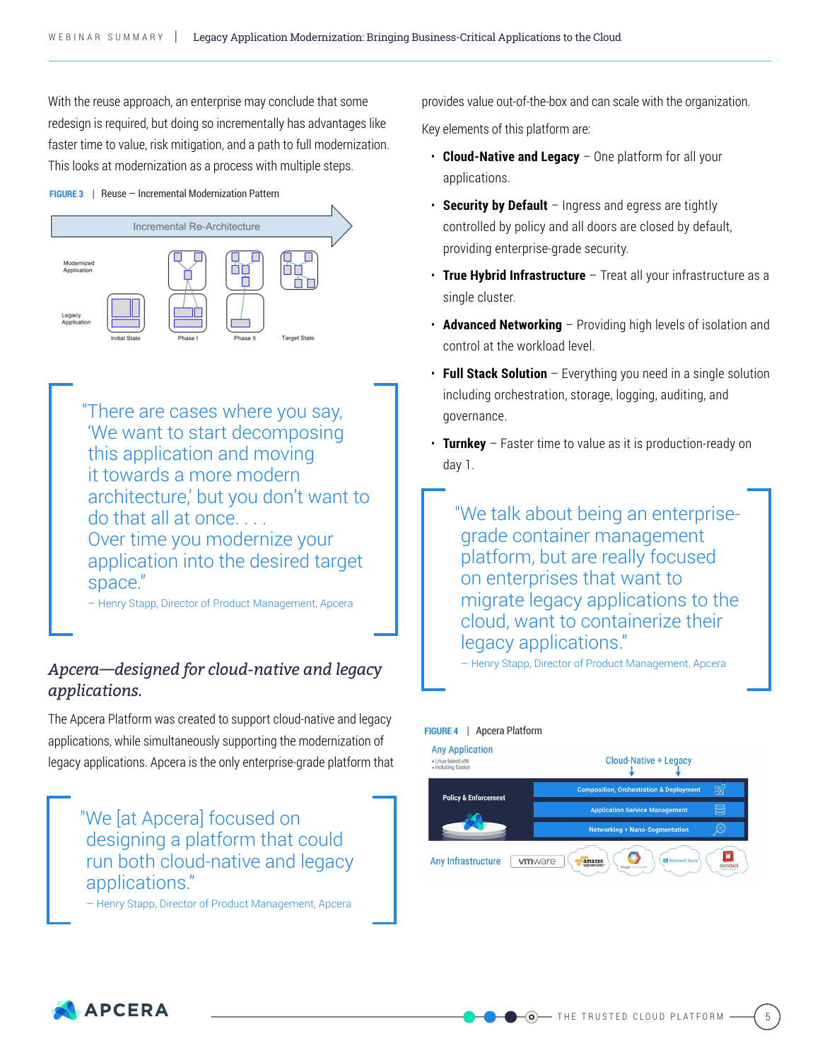With the reuse approach, an enterprise may conclude that some redesign is required, but doing so incrementally has advantages like faster time to value, risk mitigation, and a path to full modernization. This looks at modernization as a process with multiple steps.

**FIGURE 3** | Reuse — Incremental Modernization Pattern

> "There are cases where you say, 'We want to start decomposing this application and moving it towards a more modern architecture,' but you don't want to do that all at once. . . . Over time you modernize your application into the desired target space."
>
> – Henry Stapp, Director of Product Management, Apcera

## *Apcera—designed for cloud-native and legacy applications.*

The Apcera Platform was created to support cloud-native and legacy applications, while simultaneously supporting the modernization of legacy applications. Apcera is the only enterprise-grade platform that provides value out-of-the-box and can scale with the organization.

> "We [at Apcera] focused on designing a platform that could run both cloud-native and legacy applications."
>
> – Henry Stapp, Director of Product Management, Apcera

Key elements of this platform are:

- **Cloud-Native and Legacy** – One platform for all your applications.
- **Security by Default** – Ingress and egress are tightly controlled by policy and all doors are closed by default, providing enterprise-grade security.
- **True Hybrid Infrastructure** – Treat all your infrastructure as a single cluster.
- **Advanced Networking** – Providing high levels of isolation and control at the workload level.
- **Full Stack Solution** – Everything you need in a single solution including orchestration, storage, logging, auditing, and governance.
- **Turnkey** – Faster time to value as it is production-ready on day 1.

> "We talk about being an enterprise-grade container management platform, but are really focused on enterprises that want to migrate legacy applications to the cloud, want to containerize their legacy applications."
>
> – Henry Stapp, Director of Product Management, Apcera

**FIGURE 4** | Apcera Platform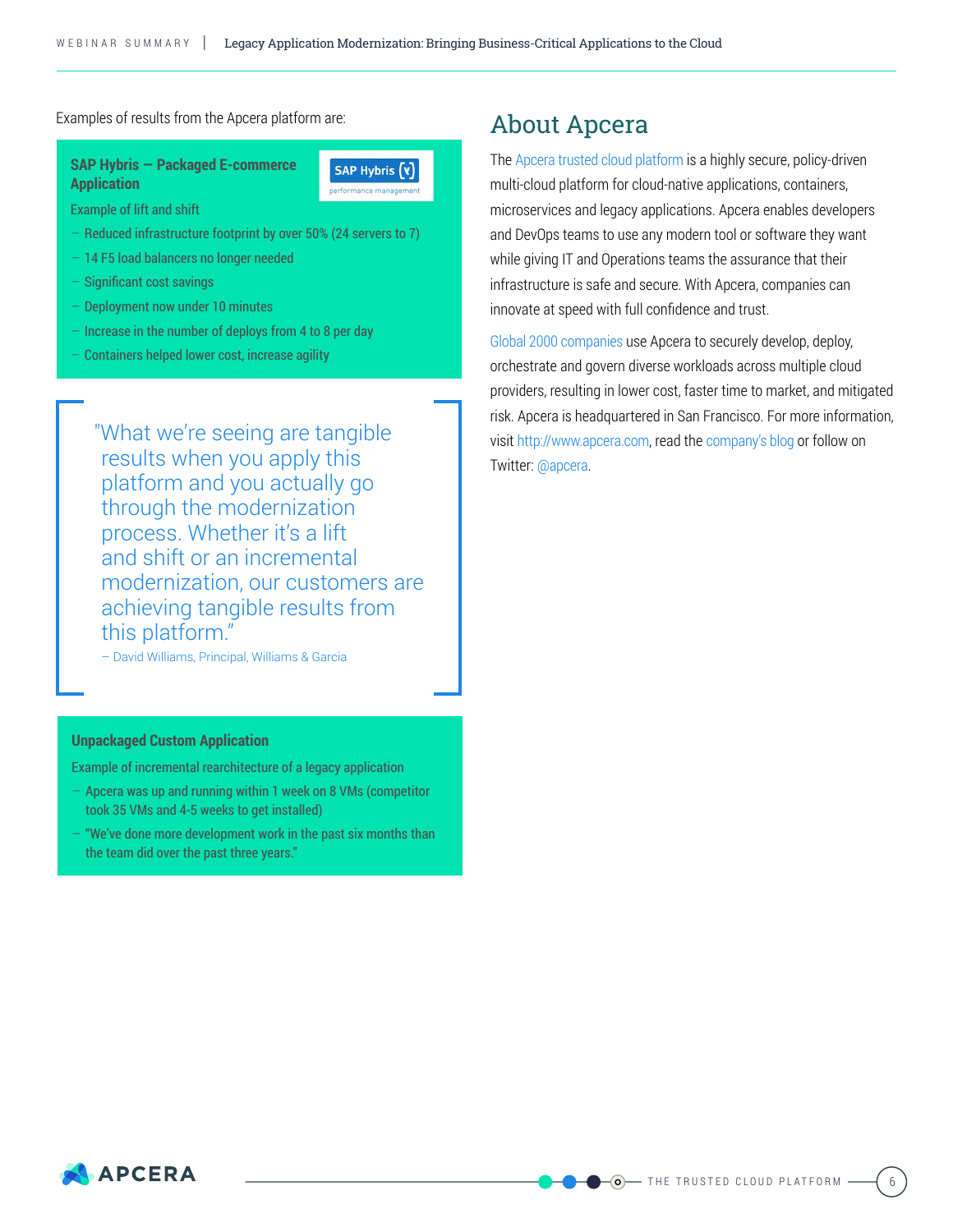Examples of results from the Apcera platform are:

**SAP Hybris — Packaged E-commerce Application**

Example of lift and shift

- Reduced infrastructure footprint by over 50% (24 servers to 7)
- 14 F5 load balancers no longer needed
- Significant cost savings
- Deployment now under 10 minutes
- Increase in the number of deploys from 4 to 8 per day
- Containers helped lower cost, increase agility

> "What we're seeing are tangible results when you apply this platform and you actually go through the modernization process. Whether it's a lift and shift or an incremental modernization, our customers are achieving tangible results from this platform."
>
> – David Williams, Principal, Williams & Garcia

**Unpackaged Custom Application**

Example of incremental rearchitecture of a legacy application

- Apcera was up and running within 1 week on 8 VMs (competitor took 35 VMs and 4-5 weeks to get installed)
- "We've done more development work in the past six months than the team did over the past three years."

## About Apcera

The Apcera trusted cloud platform is a highly secure, policy-driven multi-cloud platform for cloud-native applications, containers, microservices and legacy applications. Apcera enables developers and DevOps teams to use any modern tool or software they want while giving IT and Operations teams the assurance that their infrastructure is safe and secure. With Apcera, companies can innovate at speed with full confidence and trust.

Global 2000 companies use Apcera to securely develop, deploy, orchestrate and govern diverse workloads across multiple cloud providers, resulting in lower cost, faster time to market, and mitigated risk. Apcera is headquartered in San Francisco. For more information, visit http://www.apcera.com, read the company's blog or follow on Twitter: @apcera.